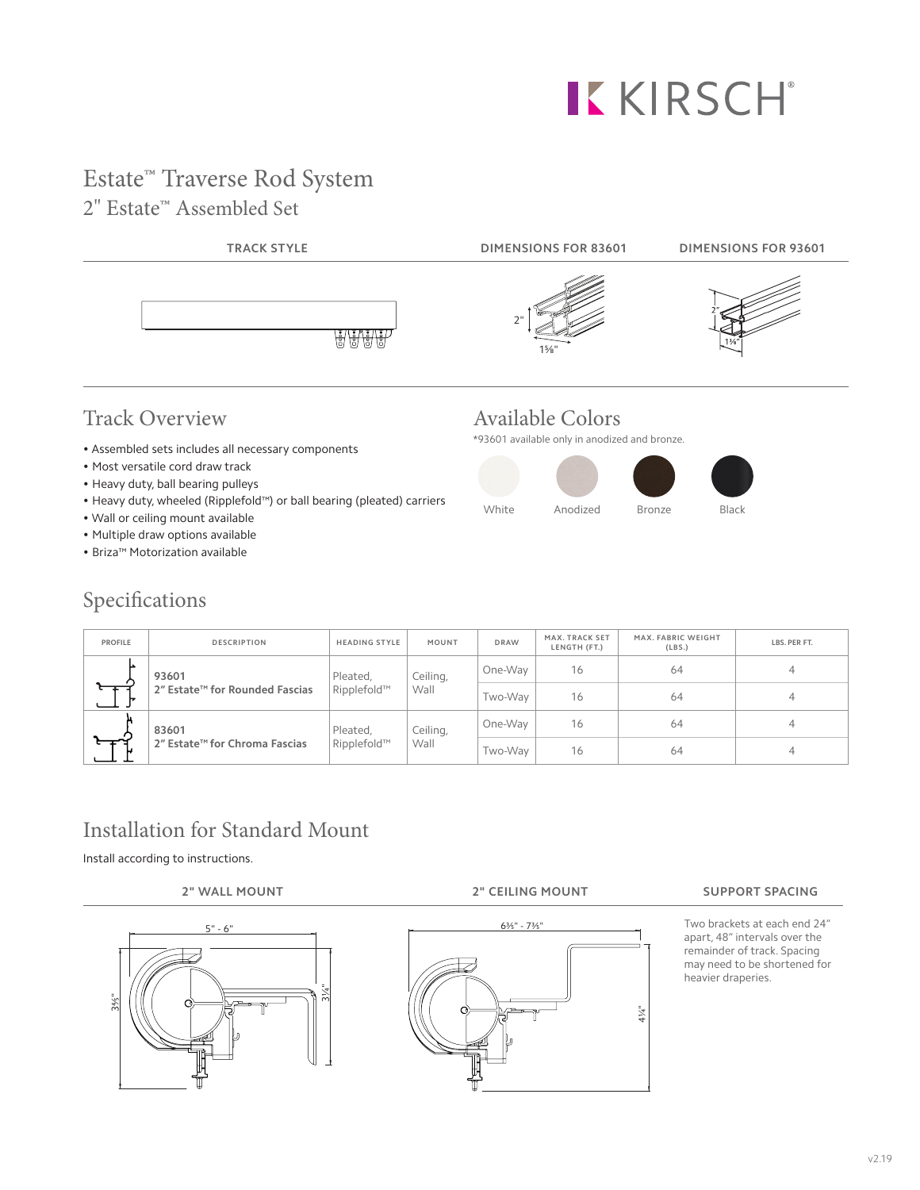KIRSCH®

# Estate™ Traverse Rod System

## 2" Estate™ Assembled Set

| TRACK STYLE | DIMENSIONS FOR 83601 | DIMENSIONS FOR 93601 |
|---|---|---|
| | 2" / 1⅝" | 2" / 1¼" |

## Track Overview

- Assembled sets includes all necessary components
- Most versatile cord draw track
- Heavy duty, ball bearing pulleys
- Heavy duty, wheeled (Ripplefold™) or ball bearing (pleated) carriers
- Wall or ceiling mount available
- Multiple draw options available
- Briza™ Motorization available

## Available Colors

*93601 available only in anodized and bronze.

White | Anodized | Bronze | Black

## Specifications

| PROFILE | DESCRIPTION | HEADING STYLE | MOUNT | DRAW | MAX. TRACK SET LENGTH (FT.) | MAX. FABRIC WEIGHT (LBS.) | LBS. PER FT. |
|---|---|---|---|---|---|---|---|
| | **93601** **2" Estate™ for Rounded Fascias** | Pleated, Ripplefold™ | Ceiling, Wall | One-Way | 16 | 64 | 4 |
| | | | | Two-Way | 16 | 64 | 4 |
| | **83601** **2" Estate™ for Chroma Fascias** | Pleated, Ripplefold™ | Ceiling, Wall | One-Way | 16 | 64 | 4 |
| | | | | Two-Way | 16 | 64 | 4 |

## Installation for Standard Mount

Install according to instructions.

**2" WALL MOUNT**

5" - 6" | 3⅗" | 3¼"

**2" CEILING MOUNT**

6⅗" - 7⅗" | 4¼"

**SUPPORT SPACING**

Two brackets at each end 24" apart, 48" intervals over the remainder of track. Spacing may need to be shortened for heavier draperies.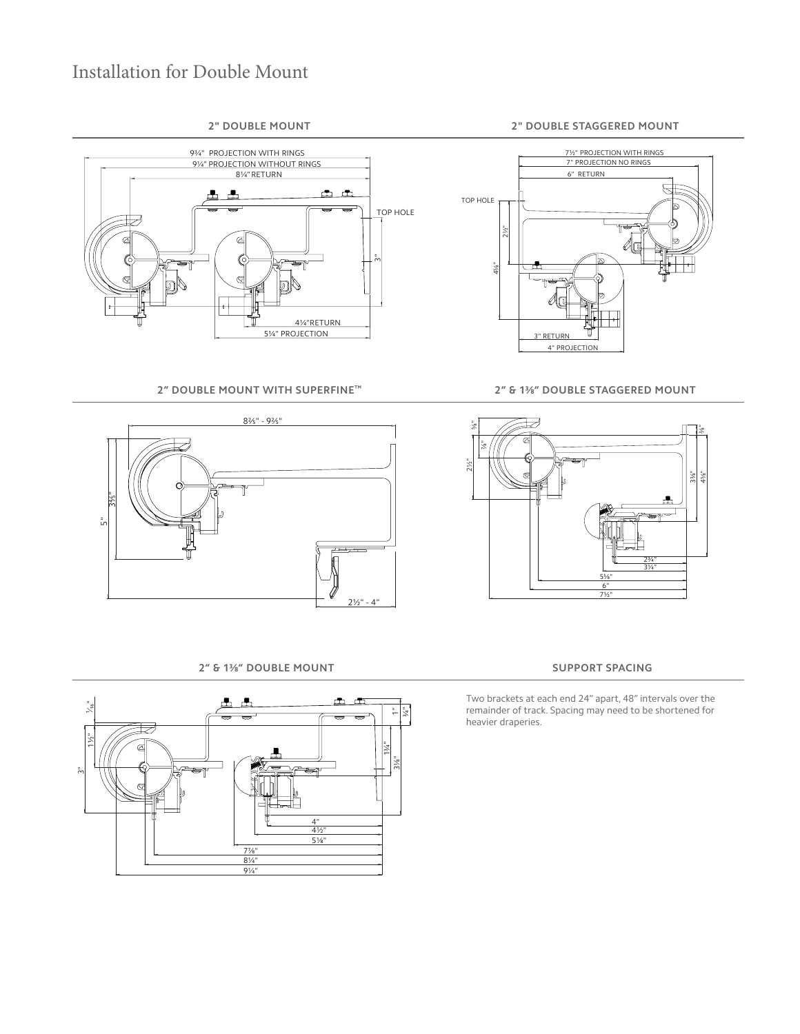# Installation for Double Mount

## 2" DOUBLE MOUNT

9¾" PROJECTION WITH RINGS
9¼" PROJECTION WITHOUT RINGS
8¼" RETURN
TOP HOLE
3"
4¼" RETURN
5¼" PROJECTION

## 2" DOUBLE STAGGERED MOUNT

7½" PROJECTION WITH RINGS
7" PROJECTION NO RINGS
6" RETURN
TOP HOLE
2½"
4⅛"
3" RETURN
4" PROJECTION

## 2" DOUBLE MOUNT WITH SUPERFINE™

8⅗" - 9⅗"
3⅗"
5"
2½" - 4"

## 2" & 1⅜" DOUBLE STAGGERED MOUNT

⅝"
⅞"
2½"
⅜"
3¼"
4¼"
2¾"
3¼"
5⅝"
6"
7½"

## 2" & 1⅜" DOUBLE MOUNT

⅟₁₆"
1½"
3"
1"
¾"
1¾"
3⅛"
4"
4½"
5⅜"
7⅞"
8¼"
9¼"

## SUPPORT SPACING

Two brackets at each end 24" apart, 48" intervals over the remainder of track. Spacing may need to be shortened for heavier draperies.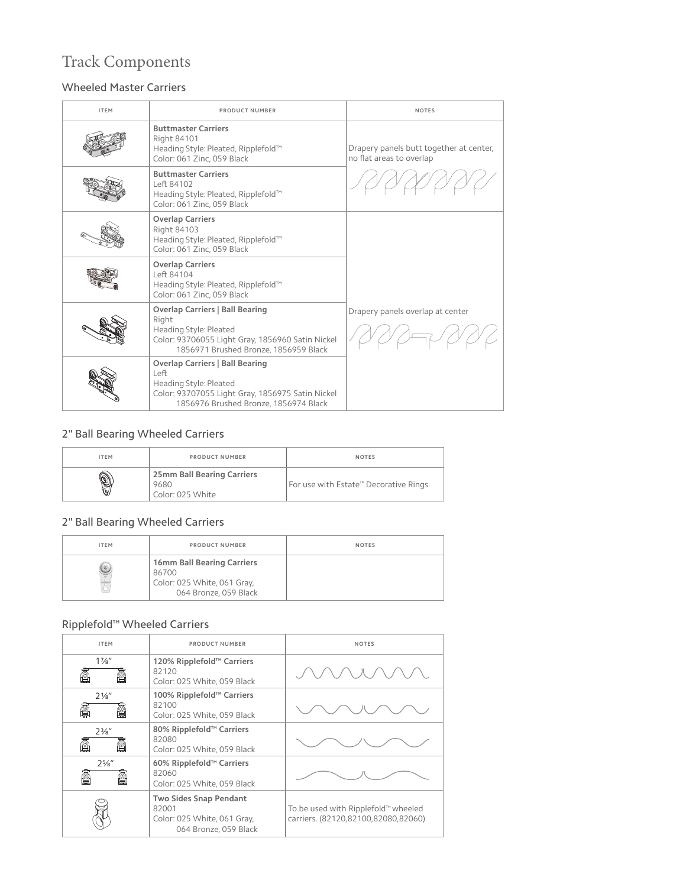# Track Components

## Wheeled Master Carriers

| ITEM | PRODUCT NUMBER | NOTES |
|---|---|---|
| | **Buttmaster Carriers**<br>Right 84101<br>Heading Style: Pleated, Ripplefold™<br>Color: 061 Zinc, 059 Black | Drapery panels butt together at center, no flat areas to overlap |
| | **Buttmaster Carriers**<br>Left 84102<br>Heading Style: Pleated, Ripplefold™<br>Color: 061 Zinc, 059 Black | |
| | **Overlap Carriers**<br>Right 84103<br>Heading Style: Pleated, Ripplefold™<br>Color: 061 Zinc, 059 Black | Drapery panels overlap at center |
| | **Overlap Carriers**<br>Left 84104<br>Heading Style: Pleated, Ripplefold™<br>Color: 061 Zinc, 059 Black | |
| | **Overlap Carriers \| Ball Bearing**<br>Right<br>Heading Style: Pleated<br>Color: 93706055 Light Gray, 1856960 Satin Nickel<br>1856971 Brushed Bronze, 1856959 Black | |
| | **Overlap Carriers \| Ball Bearing**<br>Left<br>Heading Style: Pleated<br>Color: 93707055 Light Gray, 1856975 Satin Nickel<br>1856976 Brushed Bronze, 1856974 Black | |

## 2" Ball Bearing Wheeled Carriers

| ITEM | PRODUCT NUMBER | NOTES |
|---|---|---|
| | **25mm Ball Bearing Carriers**<br>9680<br>Color: 025 White | For use with Estate™ Decorative Rings |

## 2" Ball Bearing Wheeled Carriers

| ITEM | PRODUCT NUMBER | NOTES |
|---|---|---|
| | **16mm Ball Bearing Carriers**<br>86700<br>Color: 025 White, 061 Gray,<br>064 Bronze, 059 Black | |

## Ripplefold™ Wheeled Carriers

| ITEM | PRODUCT NUMBER | NOTES |
|---|---|---|
| 1⅞" | **120% Ripplefold™ Carriers**<br>82120<br>Color: 025 White, 059 Black | |
| 2⅛" | **100% Ripplefold™ Carriers**<br>82100<br>Color: 025 White, 059 Black | |
| 2⅜" | **80% Ripplefold™ Carriers**<br>82080<br>Color: 025 White, 059 Black | |
| 2⅝" | **60% Ripplefold™ Carriers**<br>82060<br>Color: 025 White, 059 Black | |
| | **Two Sides Snap Pendant**<br>82001<br>Color: 025 White, 061 Gray,<br>064 Bronze, 059 Black | To be used with Ripplefold™ wheeled carriers. (82120,82100,82080,82060) |